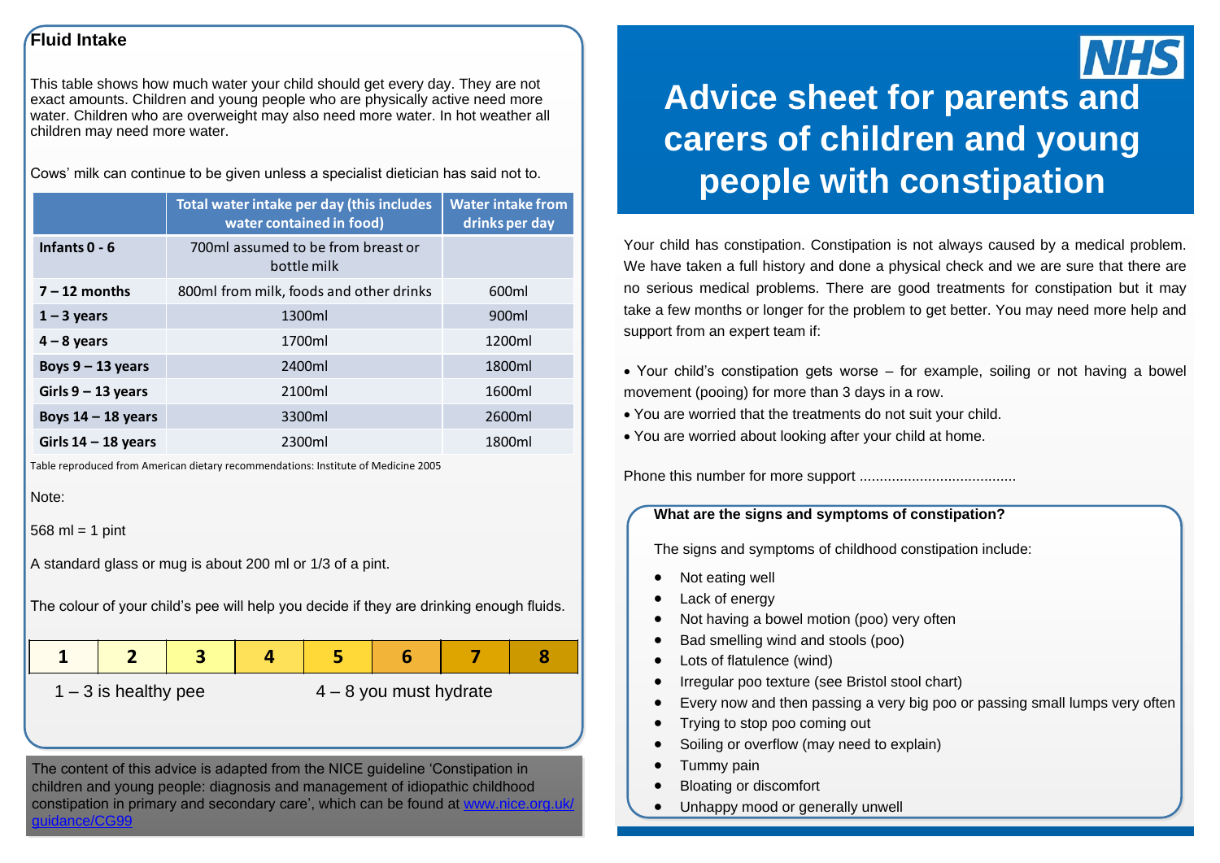## Fluid Intake

This table shows how much water your child should get every day. They are not exact amounts. Children and young people who are physically active need more water. Children who are overweight may also need more water. In hot weather all children may need more water.

Cows' milk can continue to be given unless a specialist dietician has said not to.

| | Total water intake per day (this includes water contained in food) | Water intake from drinks per day |
|---|---|---|
| **Infants 0 - 6** | 700ml assumed to be from breast or bottle milk | |
| **7 – 12 months** | 800ml from milk, foods and other drinks | 600ml |
| **1 – 3 years** | 1300ml | 900ml |
| **4 – 8 years** | 1700ml | 1200ml |
| **Boys 9 – 13 years** | 2400ml | 1800ml |
| **Girls 9 – 13 years** | 2100ml | 1600ml |
| **Boys 14 – 18 years** | 3300ml | 2600ml |
| **Girls 14 – 18 years** | 2300ml | 1800ml |

Table reproduced from American dietary recommendations: Institute of Medicine 2005

Note:

568 ml = 1 pint

A standard glass or mug is about 200 ml or 1/3 of a pint.

The colour of your child's pee will help you decide if they are drinking enough fluids.

| 1 | 2 | 3 | 4 | 5 | 6 | 7 | 8 |
|---|---|---|---|---|---|---|---|

1 – 3 is healthy pee

4 – 8 you must hydrate

The content of this advice is adapted from the NICE guideline 'Constipation in children and young people: diagnosis and management of idiopathic childhood constipation in primary and secondary care', which can be found at www.nice.org.uk/guidance/CG99

NHS

# Advice sheet for parents and carers of children and young people with constipation

Your child has constipation. Constipation is not always caused by a medical problem. We have taken a full history and done a physical check and we are sure that there are no serious medical problems. There are good treatments for constipation but it may take a few months or longer for the problem to get better. You may need more help and support from an expert team if:

- Your child's constipation gets worse – for example, soiling or not having a bowel movement (pooing) for more than 3 days in a row.
- You are worried that the treatments do not suit your child.
- You are worried about looking after your child at home.

Phone this number for more support .......................................

### What are the signs and symptoms of constipation?

The signs and symptoms of childhood constipation include:

- Not eating well
- Lack of energy
- Not having a bowel motion (poo) very often
- Bad smelling wind and stools (poo)
- Lots of flatulence (wind)
- Irregular poo texture (see Bristol stool chart)
- Every now and then passing a very big poo or passing small lumps very often
- Trying to stop poo coming out
- Soiling or overflow (may need to explain)
- Tummy pain
- Bloating or discomfort
- Unhappy mood or generally unwell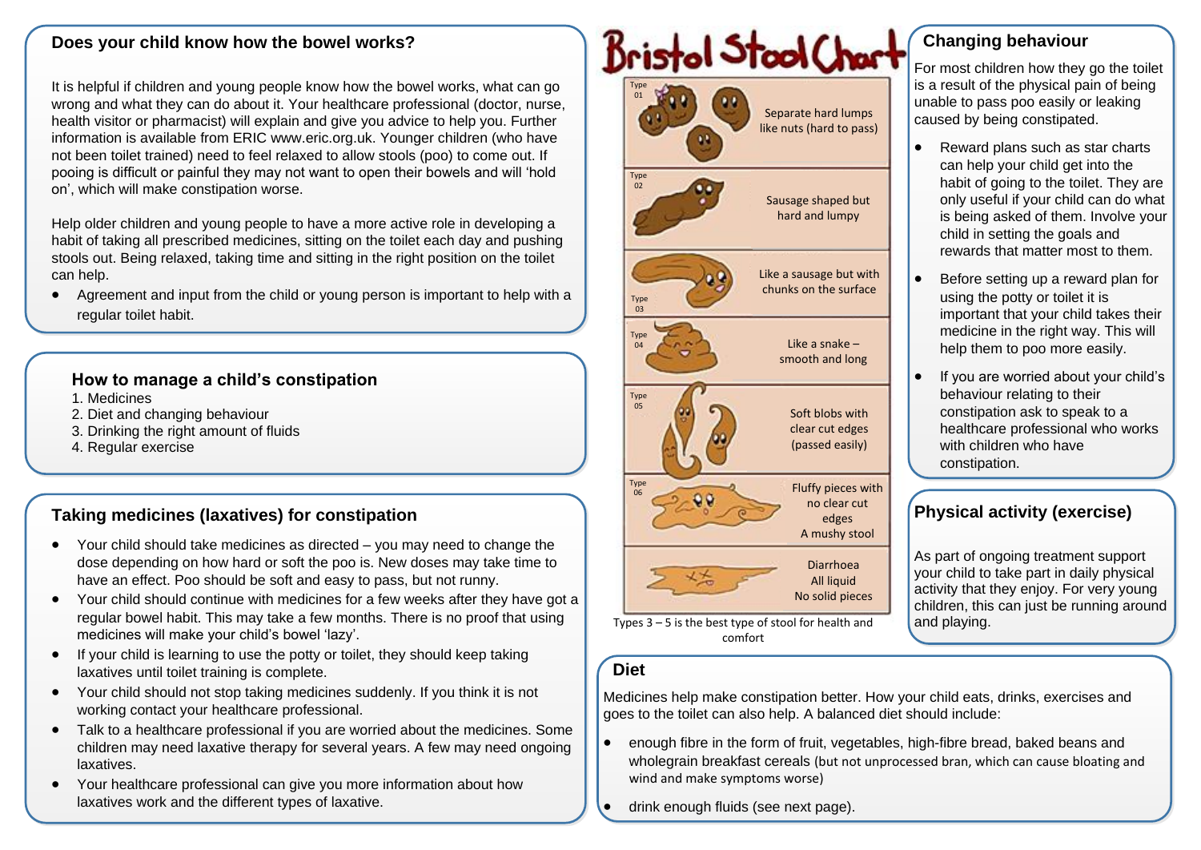## Does your child know how the bowel works?

It is helpful if children and young people know how the bowel works, what can go wrong and what they can do about it. Your healthcare professional (doctor, nurse, health visitor or pharmacist) will explain and give you advice to help you. Further information is available from ERIC www.eric.org.uk. Younger children (who have not been toilet trained) need to feel relaxed to allow stools (poo) to come out. If pooing is difficult or painful they may not want to open their bowels and will 'hold on', which will make constipation worse.

Help older children and young people to have a more active role in developing a habit of taking all prescribed medicines, sitting on the toilet each day and pushing stools out. Being relaxed, taking time and sitting in the right position on the toilet can help.

- Agreement and input from the child or young person is important to help with a regular toilet habit.

## How to manage a child's constipation

1. Medicines
2. Diet and changing behaviour
3. Drinking the right amount of fluids
4. Regular exercise

## Taking medicines (laxatives) for constipation

- Your child should take medicines as directed – you may need to change the dose depending on how hard or soft the poo is. New doses may take time to have an effect. Poo should be soft and easy to pass, but not runny.
- Your child should continue with medicines for a few weeks after they have got a regular bowel habit. This may take a few months. There is no proof that using medicines will make your child's bowel 'lazy'.
- If your child is learning to use the potty or toilet, they should keep taking laxatives until toilet training is complete.
- Your child should not stop taking medicines suddenly. If you think it is not working contact your healthcare professional.
- Talk to a healthcare professional if you are worried about the medicines. Some children may need laxative therapy for several years. A few may need ongoing laxatives.
- Your healthcare professional can give you more information about how laxatives work and the different types of laxative.

## Bristol Stool Chart

Type 01 – Separate hard lumps like nuts (hard to pass)

Type 02 – Sausage shaped but hard and lumpy

Type 03 – Like a sausage but with chunks on the surface

Type 04 – Like a snake – smooth and long

Type 05 – Soft blobs with clear cut edges (passed easily)

Type 06 – Fluffy pieces with no clear cut edges A mushy stool

Diarrhoea All liquid No solid pieces

Types 3 – 5 is the best type of stool for health and comfort

## Changing behaviour

For most children how they go the toilet is a result of the physical pain of being unable to pass poo easily or leaking caused by being constipated.

- Reward plans such as star charts can help your child get into the habit of going to the toilet. They are only useful if your child can do what is being asked of them. Involve your child in setting the goals and rewards that matter most to them.
- Before setting up a reward plan for using the potty or toilet it is important that your child takes their medicine in the right way. This will help them to poo more easily.
- If you are worried about your child's behaviour relating to their constipation ask to speak to a healthcare professional who works with children who have constipation.

## Physical activity (exercise)

As part of ongoing treatment support your child to take part in daily physical activity that they enjoy. For very young children, this can just be running around and playing.

## Diet

Medicines help make constipation better. How your child eats, drinks, exercises and goes to the toilet can also help. A balanced diet should include:

- enough fibre in the form of fruit, vegetables, high-fibre bread, baked beans and wholegrain breakfast cereals (but not unprocessed bran, which can cause bloating and wind and make symptoms worse)
- drink enough fluids (see next page).